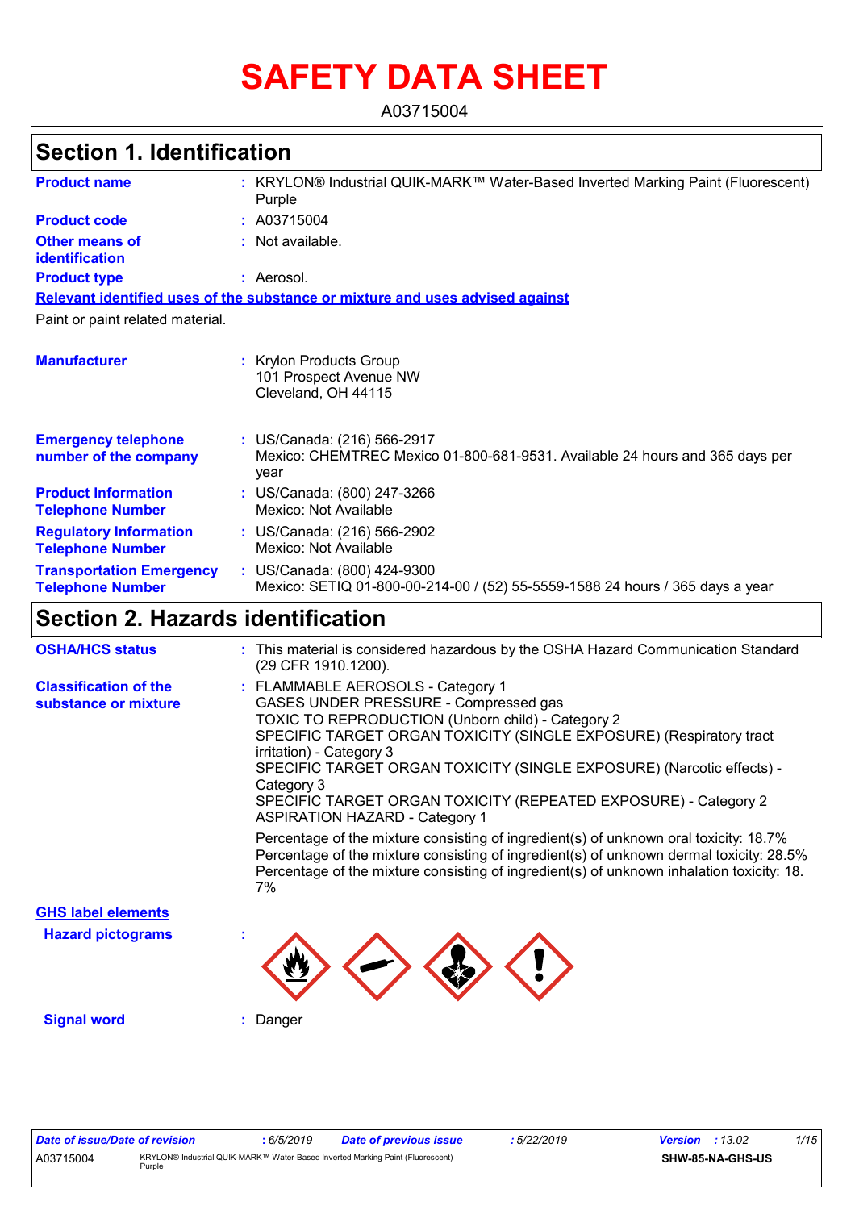# SAFETY DATA SHEET

A03715004

## Section 1. Identification

**Product name** : KRYLON® Industrial QUIK-MARK™ Water-Based Inverted Marking Paint (Fluorescent) Purple

**Product code** : A03715004

**Other means of identification** : Not available.

**Product type** : Aerosol.

**Relevant identified uses of the substance or mixture and uses advised against**

Paint or paint related material.

**Manufacturer** : Krylon Products Group
101 Prospect Avenue NW
Cleveland, OH 44115

**Emergency telephone number of the company** : US/Canada: (216) 566-2917
Mexico: CHEMTREC Mexico 01-800-681-9531. Available 24 hours and 365 days per year

**Product Information Telephone Number** : US/Canada: (800) 247-3266
Mexico: Not Available

**Regulatory Information Telephone Number** : US/Canada: (216) 566-2902
Mexico: Not Available

**Transportation Emergency Telephone Number** : US/Canada: (800) 424-9300
Mexico: SETIQ 01-800-00-214-00 / (52) 55-5559-1588 24 hours / 365 days a year

## Section 2. Hazards identification

**OSHA/HCS status** : This material is considered hazardous by the OSHA Hazard Communication Standard (29 CFR 1910.1200).

**Classification of the substance or mixture** : FLAMMABLE AEROSOLS - Category 1
GASES UNDER PRESSURE - Compressed gas
TOXIC TO REPRODUCTION (Unborn child) - Category 2
SPECIFIC TARGET ORGAN TOXICITY (SINGLE EXPOSURE) (Respiratory tract irritation) - Category 3
SPECIFIC TARGET ORGAN TOXICITY (SINGLE EXPOSURE) (Narcotic effects) - Category 3
SPECIFIC TARGET ORGAN TOXICITY (REPEATED EXPOSURE) - Category 2
ASPIRATION HAZARD - Category 1

Percentage of the mixture consisting of ingredient(s) of unknown oral toxicity: 18.7%
Percentage of the mixture consisting of ingredient(s) of unknown dermal toxicity: 28.5%
Percentage of the mixture consisting of ingredient(s) of unknown inhalation toxicity: 18.7%

**GHS label elements**

**Hazard pictograms** :

**Signal word** : Danger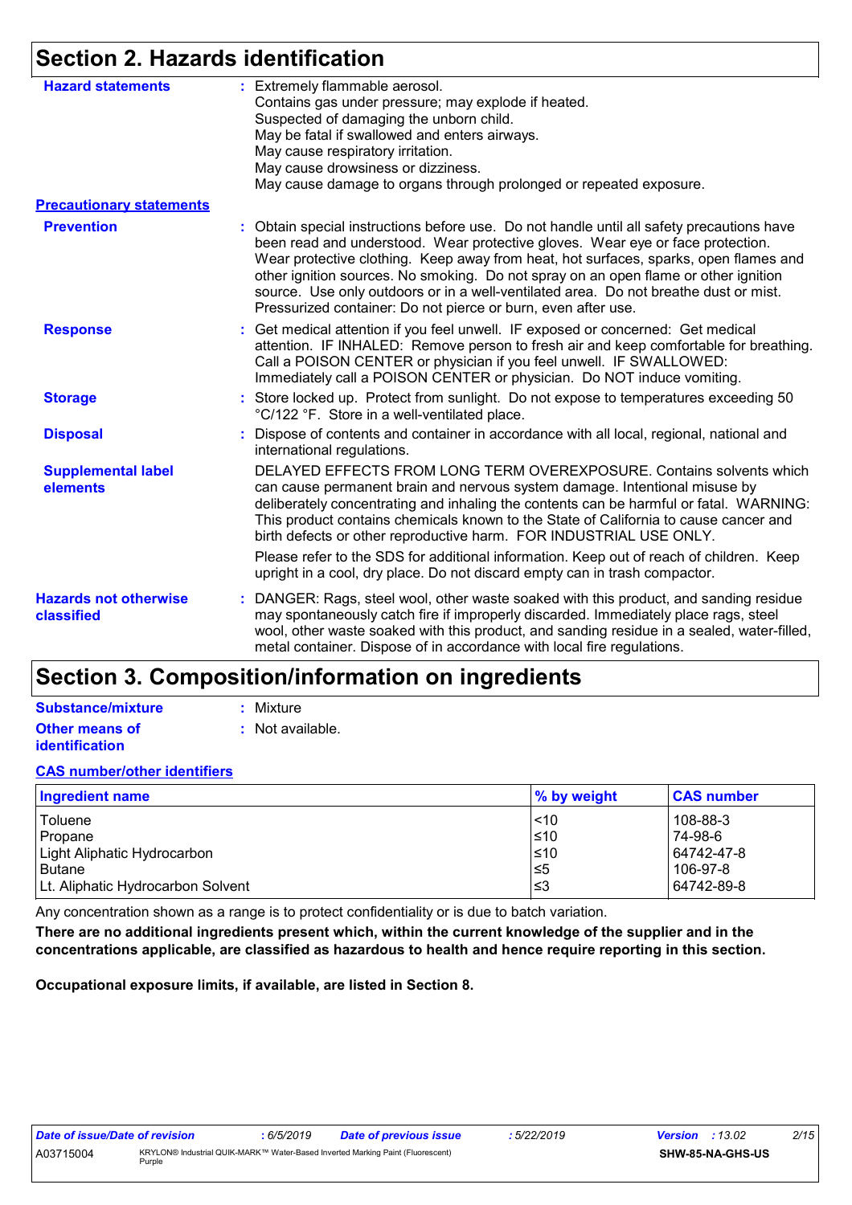## Section 2. Hazards identification

**Hazard statements** : Extremely flammable aerosol.
Contains gas under pressure; may explode if heated.
Suspected of damaging the unborn child.
May be fatal if swallowed and enters airways.
May cause respiratory irritation.
May cause drowsiness or dizziness.
May cause damage to organs through prolonged or repeated exposure.

**Precautionary statements**

**Prevention** : Obtain special instructions before use. Do not handle until all safety precautions have been read and understood. Wear protective gloves. Wear eye or face protection. Wear protective clothing. Keep away from heat, hot surfaces, sparks, open flames and other ignition sources. No smoking. Do not spray on an open flame or other ignition source. Use only outdoors or in a well-ventilated area. Do not breathe dust or mist. Pressurized container: Do not pierce or burn, even after use.

**Response** : Get medical attention if you feel unwell. IF exposed or concerned: Get medical attention. IF INHALED: Remove person to fresh air and keep comfortable for breathing. Call a POISON CENTER or physician if you feel unwell. IF SWALLOWED: Immediately call a POISON CENTER or physician. Do NOT induce vomiting.

**Storage** : Store locked up. Protect from sunlight. Do not expose to temperatures exceeding 50 °C/122 °F. Store in a well-ventilated place.

**Disposal** : Dispose of contents and container in accordance with all local, regional, national and international regulations.

**Supplemental label elements** DELAYED EFFECTS FROM LONG TERM OVEREXPOSURE. Contains solvents which can cause permanent brain and nervous system damage. Intentional misuse by deliberately concentrating and inhaling the contents can be harmful or fatal. WARNING: This product contains chemicals known to the State of California to cause cancer and birth defects or other reproductive harm. FOR INDUSTRIAL USE ONLY.

Please refer to the SDS for additional information. Keep out of reach of children. Keep upright in a cool, dry place. Do not discard empty can in trash compactor.

**Hazards not otherwise classified** : DANGER: Rags, steel wool, other waste soaked with this product, and sanding residue may spontaneously catch fire if improperly discarded. Immediately place rags, steel wool, other waste soaked with this product, and sanding residue in a sealed, water-filled, metal container. Dispose of in accordance with local fire regulations.

## Section 3. Composition/information on ingredients

**Substance/mixture** : Mixture

**Other means of identification** : Not available.

**CAS number/other identifiers**

| Ingredient name | % by weight | CAS number |
|---|---|---|
| Toluene | <10 | 108-88-3 |
| Propane | ≤10 | 74-98-6 |
| Light Aliphatic Hydrocarbon | ≤10 | 64742-47-8 |
| Butane | ≤5 | 106-97-8 |
| Lt. Aliphatic Hydrocarbon Solvent | ≤3 | 64742-89-8 |

Any concentration shown as a range is to protect confidentiality or is due to batch variation.

**There are no additional ingredients present which, within the current knowledge of the supplier and in the concentrations applicable, are classified as hazardous to health and hence require reporting in this section.**

**Occupational exposure limits, if available, are listed in Section 8.**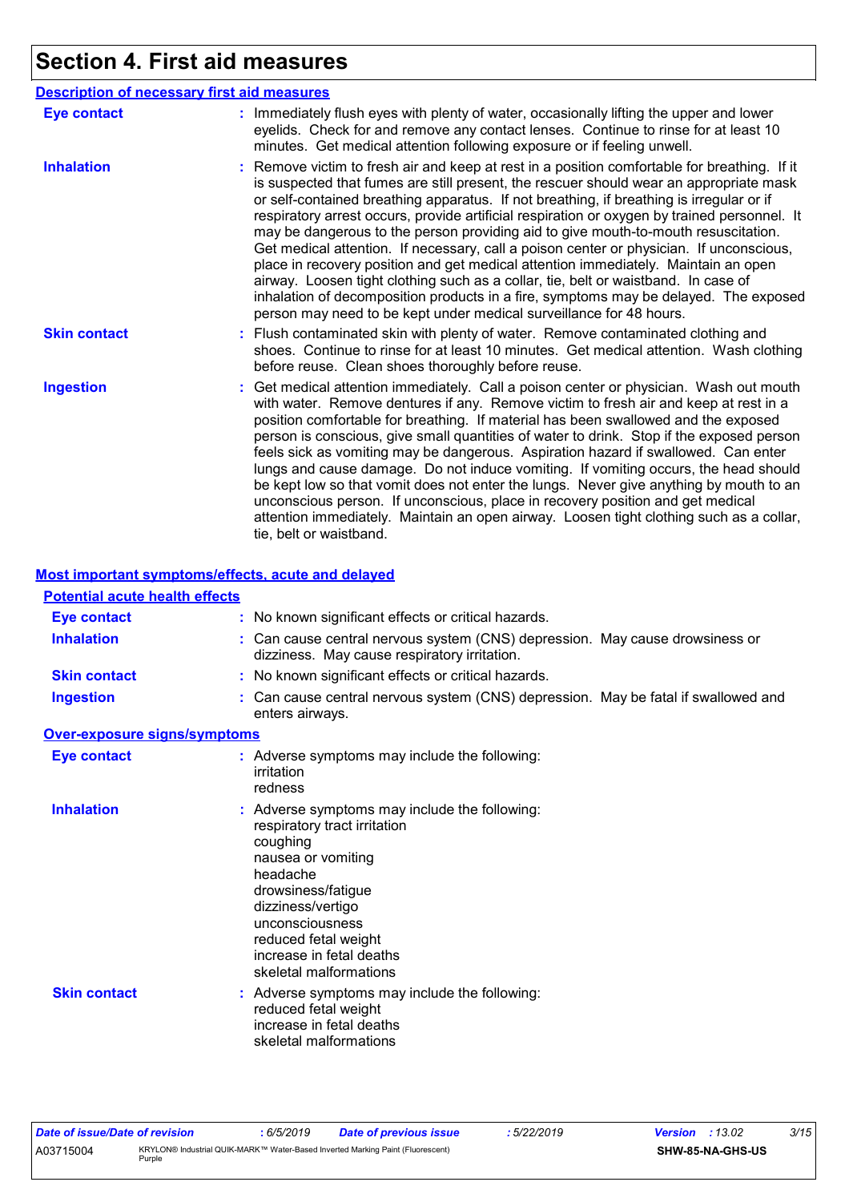# Section 4. First aid measures

## Description of necessary first aid measures

**Eye contact** : Immediately flush eyes with plenty of water, occasionally lifting the upper and lower eyelids. Check for and remove any contact lenses. Continue to rinse for at least 10 minutes. Get medical attention following exposure or if feeling unwell.

**Inhalation** : Remove victim to fresh air and keep at rest in a position comfortable for breathing. If it is suspected that fumes are still present, the rescuer should wear an appropriate mask or self-contained breathing apparatus. If not breathing, if breathing is irregular or if respiratory arrest occurs, provide artificial respiration or oxygen by trained personnel. It may be dangerous to the person providing aid to give mouth-to-mouth resuscitation. Get medical attention. If necessary, call a poison center or physician. If unconscious, place in recovery position and get medical attention immediately. Maintain an open airway. Loosen tight clothing such as a collar, tie, belt or waistband. In case of inhalation of decomposition products in a fire, symptoms may be delayed. The exposed person may need to be kept under medical surveillance for 48 hours.

**Skin contact** : Flush contaminated skin with plenty of water. Remove contaminated clothing and shoes. Continue to rinse for at least 10 minutes. Get medical attention. Wash clothing before reuse. Clean shoes thoroughly before reuse.

**Ingestion** : Get medical attention immediately. Call a poison center or physician. Wash out mouth with water. Remove dentures if any. Remove victim to fresh air and keep at rest in a position comfortable for breathing. If material has been swallowed and the exposed person is conscious, give small quantities of water to drink. Stop if the exposed person feels sick as vomiting may be dangerous. Aspiration hazard if swallowed. Can enter lungs and cause damage. Do not induce vomiting. If vomiting occurs, the head should be kept low so that vomit does not enter the lungs. Never give anything by mouth to an unconscious person. If unconscious, place in recovery position and get medical attention immediately. Maintain an open airway. Loosen tight clothing such as a collar, tie, belt or waistband.

## Most important symptoms/effects, acute and delayed

### Potential acute health effects

**Eye contact** : No known significant effects or critical hazards.

**Inhalation** : Can cause central nervous system (CNS) depression. May cause drowsiness or dizziness. May cause respiratory irritation.

**Skin contact** : No known significant effects or critical hazards.

**Ingestion** : Can cause central nervous system (CNS) depression. May be fatal if swallowed and enters airways.

### Over-exposure signs/symptoms

**Eye contact** : Adverse symptoms may include the following:
irritation
redness

**Inhalation** : Adverse symptoms may include the following:
respiratory tract irritation
coughing
nausea or vomiting
headache
drowsiness/fatigue
dizziness/vertigo
unconsciousness
reduced fetal weight
increase in fetal deaths
skeletal malformations

**Skin contact** : Adverse symptoms may include the following:
reduced fetal weight
increase in fetal deaths
skeletal malformations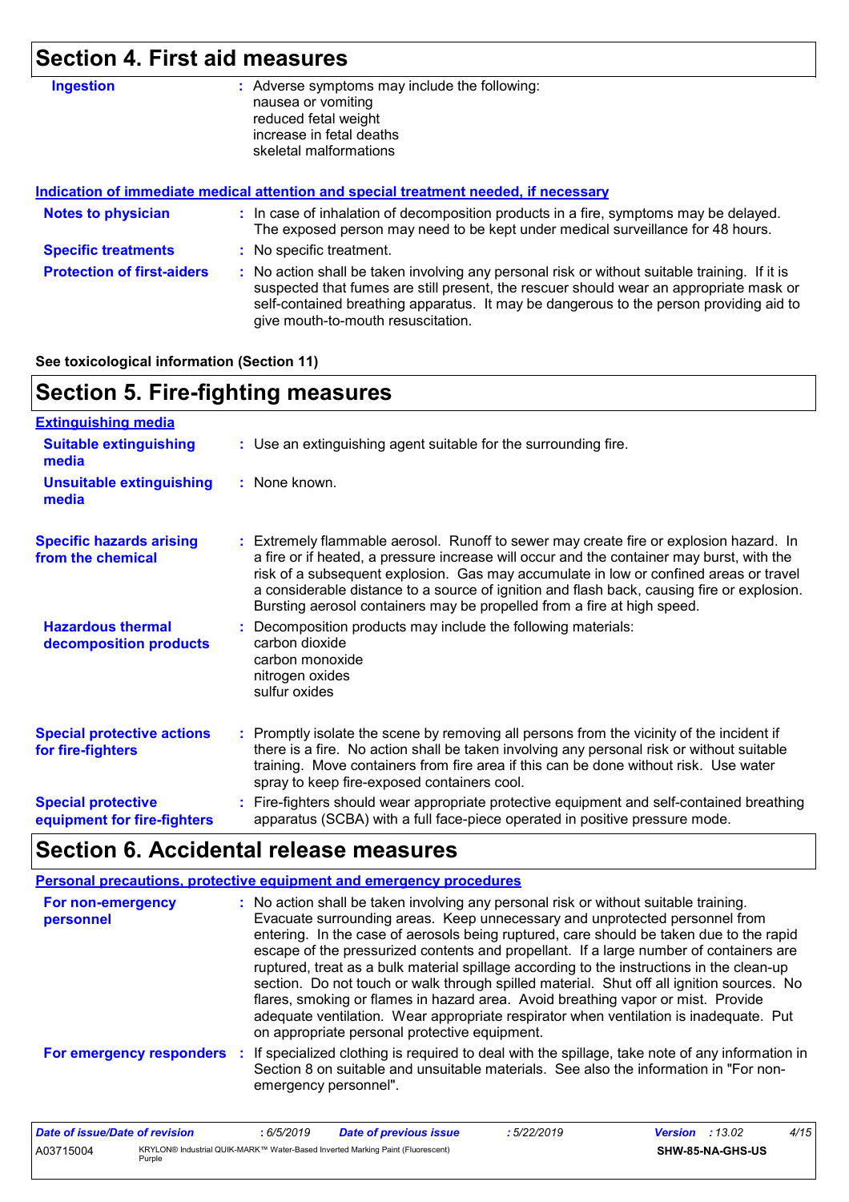## Section 4. First aid measures

**Ingestion** : Adverse symptoms may include the following:
nausea or vomiting
reduced fetal weight
increase in fetal deaths
skeletal malformations

**Indication of immediate medical attention and special treatment needed, if necessary**

**Notes to physician** : In case of inhalation of decomposition products in a fire, symptoms may be delayed. The exposed person may need to be kept under medical surveillance for 48 hours.

**Specific treatments** : No specific treatment.

**Protection of first-aiders** : No action shall be taken involving any personal risk or without suitable training. If it is suspected that fumes are still present, the rescuer should wear an appropriate mask or self-contained breathing apparatus. It may be dangerous to the person providing aid to give mouth-to-mouth resuscitation.

**See toxicological information (Section 11)**

## Section 5. Fire-fighting measures

**Extinguishing media**

**Suitable extinguishing media** : Use an extinguishing agent suitable for the surrounding fire.

**Unsuitable extinguishing media** : None known.

**Specific hazards arising from the chemical** : Extremely flammable aerosol. Runoff to sewer may create fire or explosion hazard. In a fire or if heated, a pressure increase will occur and the container may burst, with the risk of a subsequent explosion. Gas may accumulate in low or confined areas or travel a considerable distance to a source of ignition and flash back, causing fire or explosion. Bursting aerosol containers may be propelled from a fire at high speed.

**Hazardous thermal decomposition products** : Decomposition products may include the following materials:
carbon dioxide
carbon monoxide
nitrogen oxides
sulfur oxides

**Special protective actions for fire-fighters** : Promptly isolate the scene by removing all persons from the vicinity of the incident if there is a fire. No action shall be taken involving any personal risk or without suitable training. Move containers from fire area if this can be done without risk. Use water spray to keep fire-exposed containers cool.

**Special protective equipment for fire-fighters** : Fire-fighters should wear appropriate protective equipment and self-contained breathing apparatus (SCBA) with a full face-piece operated in positive pressure mode.

## Section 6. Accidental release measures

**Personal precautions, protective equipment and emergency procedures**

**For non-emergency personnel** : No action shall be taken involving any personal risk or without suitable training. Evacuate surrounding areas. Keep unnecessary and unprotected personnel from entering. In the case of aerosols being ruptured, care should be taken due to the rapid escape of the pressurized contents and propellant. If a large number of containers are ruptured, treat as a bulk material spillage according to the instructions in the clean-up section. Do not touch or walk through spilled material. Shut off all ignition sources. No flares, smoking or flames in hazard area. Avoid breathing vapor or mist. Provide adequate ventilation. Wear appropriate respirator when ventilation is inadequate. Put on appropriate personal protective equipment.

**For emergency responders** : If specialized clothing is required to deal with the spillage, take note of any information in Section 8 on suitable and unsuitable materials. See also the information in "For non-emergency personnel".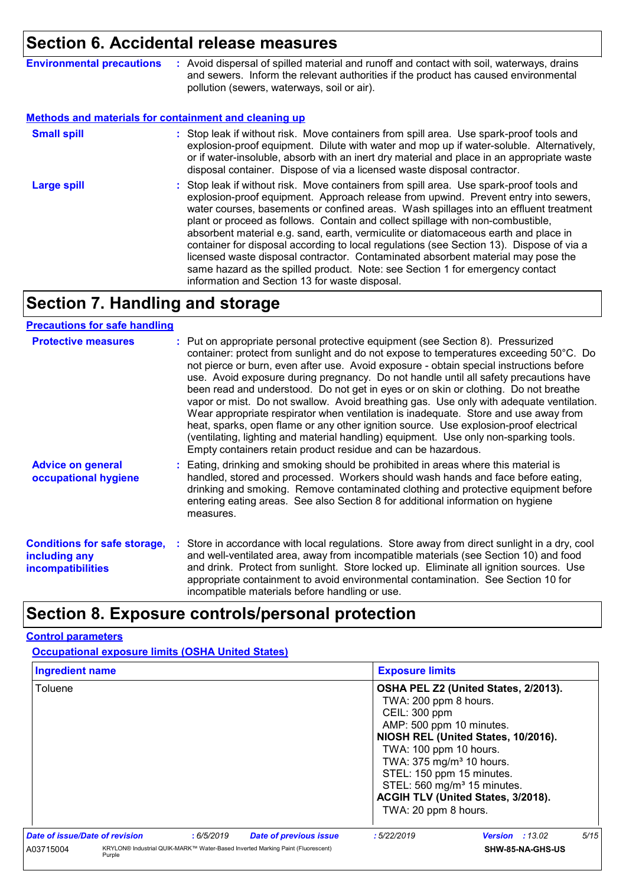## Section 6. Accidental release measures

**Environmental precautions** : Avoid dispersal of spilled material and runoff and contact with soil, waterways, drains and sewers. Inform the relevant authorities if the product has caused environmental pollution (sewers, waterways, soil or air).

### Methods and materials for containment and cleaning up

**Small spill** : Stop leak if without risk. Move containers from spill area. Use spark-proof tools and explosion-proof equipment. Dilute with water and mop up if water-soluble. Alternatively, or if water-insoluble, absorb with an inert dry material and place in an appropriate waste disposal container. Dispose of via a licensed waste disposal contractor.

**Large spill** : Stop leak if without risk. Move containers from spill area. Use spark-proof tools and explosion-proof equipment. Approach release from upwind. Prevent entry into sewers, water courses, basements or confined areas. Wash spillages into an effluent treatment plant or proceed as follows. Contain and collect spillage with non-combustible, absorbent material e.g. sand, earth, vermiculite or diatomaceous earth and place in container for disposal according to local regulations (see Section 13). Dispose of via a licensed waste disposal contractor. Contaminated absorbent material may pose the same hazard as the spilled product. Note: see Section 1 for emergency contact information and Section 13 for waste disposal.

## Section 7. Handling and storage

### Precautions for safe handling

**Protective measures** : Put on appropriate personal protective equipment (see Section 8). Pressurized container: protect from sunlight and do not expose to temperatures exceeding 50°C. Do not pierce or burn, even after use. Avoid exposure - obtain special instructions before use. Avoid exposure during pregnancy. Do not handle until all safety precautions have been read and understood. Do not get in eyes or on skin or clothing. Do not breathe vapor or mist. Do not swallow. Avoid breathing gas. Use only with adequate ventilation. Wear appropriate respirator when ventilation is inadequate. Store and use away from heat, sparks, open flame or any other ignition source. Use explosion-proof electrical (ventilating, lighting and material handling) equipment. Use only non-sparking tools. Empty containers retain product residue and can be hazardous.

**Advice on general occupational hygiene** : Eating, drinking and smoking should be prohibited in areas where this material is handled, stored and processed. Workers should wash hands and face before eating, drinking and smoking. Remove contaminated clothing and protective equipment before entering eating areas. See also Section 8 for additional information on hygiene measures.

**Conditions for safe storage, including any incompatibilities** : Store in accordance with local regulations. Store away from direct sunlight in a dry, cool and well-ventilated area, away from incompatible materials (see Section 10) and food and drink. Protect from sunlight. Store locked up. Eliminate all ignition sources. Use appropriate containment to avoid environmental contamination. See Section 10 for incompatible materials before handling or use.

## Section 8. Exposure controls/personal protection

### Control parameters

#### Occupational exposure limits (OSHA United States)

| Ingredient name | Exposure limits |
|---|---|
| Toluene | **OSHA PEL Z2 (United States, 2/2013).**<br>TWA: 200 ppm 8 hours.<br>CEIL: 300 ppm<br>AMP: 500 ppm 10 minutes.<br>**NIOSH REL (United States, 10/2016).**<br>TWA: 100 ppm 10 hours.<br>TWA: 375 mg/m³ 10 hours.<br>STEL: 150 ppm 15 minutes.<br>STEL: 560 mg/m³ 15 minutes.<br>**ACGIH TLV (United States, 3/2018).**<br>TWA: 20 ppm 8 hours. |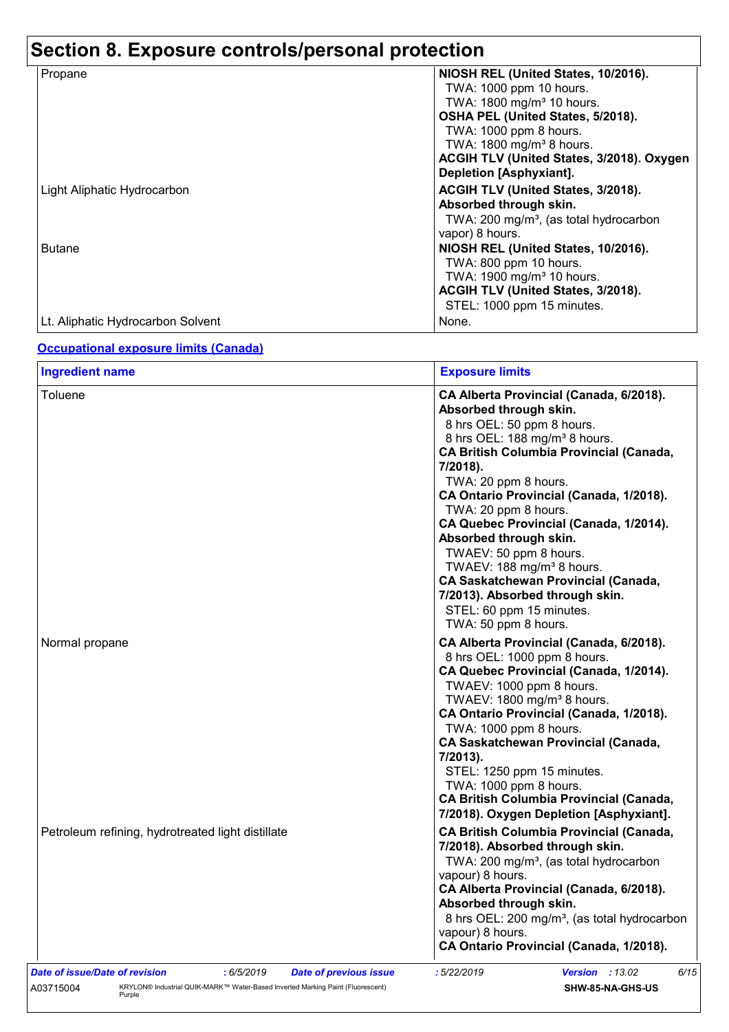# Section 8. Exposure controls/personal protection

| | |
|---|---|
| Propane | **NIOSH REL (United States, 10/2016).**<br>TWA: 1000 ppm 10 hours.<br>TWA: 1800 mg/m³ 10 hours.<br>**OSHA PEL (United States, 5/2018).**<br>TWA: 1000 ppm 8 hours.<br>TWA: 1800 mg/m³ 8 hours.<br>**ACGIH TLV (United States, 3/2018). Oxygen Depletion [Asphyxiant].** |
| Light Aliphatic Hydrocarbon | **ACGIH TLV (United States, 3/2018). Absorbed through skin.**<br>TWA: 200 mg/m³, (as total hydrocarbon vapor) 8 hours. |
| Butane | **NIOSH REL (United States, 10/2016).**<br>TWA: 800 ppm 10 hours.<br>TWA: 1900 mg/m³ 10 hours.<br>**ACGIH TLV (United States, 3/2018).**<br>STEL: 1000 ppm 15 minutes. |
| Lt. Aliphatic Hydrocarbon Solvent | None. |

**Occupational exposure limits (Canada)**

| Ingredient name | Exposure limits |
|---|---|
| Toluene | **CA Alberta Provincial (Canada, 6/2018). Absorbed through skin.**<br>8 hrs OEL: 50 ppm 8 hours.<br>8 hrs OEL: 188 mg/m³ 8 hours.<br>**CA British Columbia Provincial (Canada, 7/2018).**<br>TWA: 20 ppm 8 hours.<br>**CA Ontario Provincial (Canada, 1/2018).**<br>TWA: 20 ppm 8 hours.<br>**CA Quebec Provincial (Canada, 1/2014). Absorbed through skin.**<br>TWAEV: 50 ppm 8 hours.<br>TWAEV: 188 mg/m³ 8 hours.<br>**CA Saskatchewan Provincial (Canada, 7/2013). Absorbed through skin.**<br>STEL: 60 ppm 15 minutes.<br>TWA: 50 ppm 8 hours. |
| Normal propane | **CA Alberta Provincial (Canada, 6/2018).**<br>8 hrs OEL: 1000 ppm 8 hours.<br>**CA Quebec Provincial (Canada, 1/2014).**<br>TWAEV: 1000 ppm 8 hours.<br>TWAEV: 1800 mg/m³ 8 hours.<br>**CA Ontario Provincial (Canada, 1/2018).**<br>TWA: 1000 ppm 8 hours.<br>**CA Saskatchewan Provincial (Canada, 7/2013).**<br>STEL: 1250 ppm 15 minutes.<br>TWA: 1000 ppm 8 hours.<br>**CA British Columbia Provincial (Canada, 7/2018). Oxygen Depletion [Asphyxiant].** |
| Petroleum refining, hydrotreated light distillate | **CA British Columbia Provincial (Canada, 7/2018). Absorbed through skin.**<br>TWA: 200 mg/m³, (as total hydrocarbon vapour) 8 hours.<br>**CA Alberta Provincial (Canada, 6/2018). Absorbed through skin.**<br>8 hrs OEL: 200 mg/m³, (as total hydrocarbon vapour) 8 hours.<br>**CA Ontario Provincial (Canada, 1/2018).** |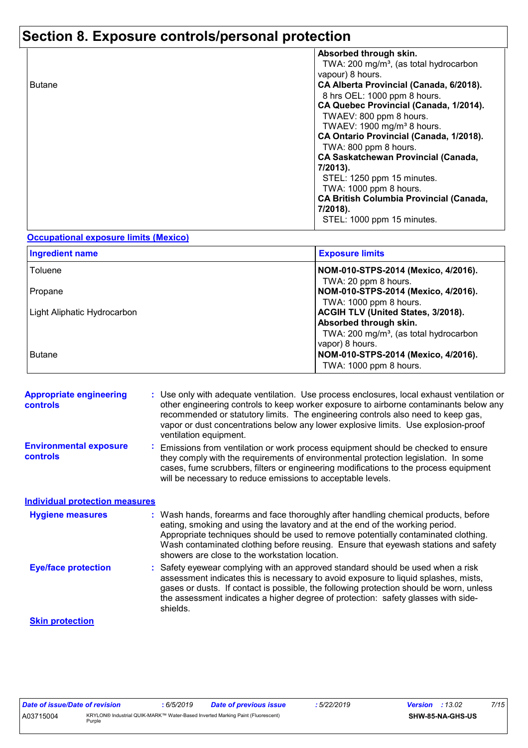# Section 8. Exposure controls/personal protection

| | |
|---|---|
| | **Absorbed through skin.** TWA: 200 mg/m³, (as total hydrocarbon vapour) 8 hours. |
| Butane | **CA Alberta Provincial (Canada, 6/2018).** 8 hrs OEL: 1000 ppm 8 hours. **CA Quebec Provincial (Canada, 1/2014).** TWAEV: 800 ppm 8 hours. TWAEV: 1900 mg/m³ 8 hours. **CA Ontario Provincial (Canada, 1/2018).** TWA: 800 ppm 8 hours. **CA Saskatchewan Provincial (Canada, 7/2013).** STEL: 1250 ppm 15 minutes. TWA: 1000 ppm 8 hours. **CA British Columbia Provincial (Canada, 7/2018).** STEL: 1000 ppm 15 minutes. |

**Occupational exposure limits (Mexico)**

| Ingredient name | Exposure limits |
|---|---|
| Toluene | **NOM-010-STPS-2014 (Mexico, 4/2016).** TWA: 20 ppm 8 hours. |
| Propane | **NOM-010-STPS-2014 (Mexico, 4/2016).** TWA: 1000 ppm 8 hours. |
| Light Aliphatic Hydrocarbon | **ACGIH TLV (United States, 3/2018). Absorbed through skin.** TWA: 200 mg/m³, (as total hydrocarbon vapor) 8 hours. |
| Butane | **NOM-010-STPS-2014 (Mexico, 4/2016).** TWA: 1000 ppm 8 hours. |

**Appropriate engineering controls** : Use only with adequate ventilation. Use process enclosures, local exhaust ventilation or other engineering controls to keep worker exposure to airborne contaminants below any recommended or statutory limits. The engineering controls also need to keep gas, vapor or dust concentrations below any lower explosive limits. Use explosion-proof ventilation equipment.

**Environmental exposure controls** : Emissions from ventilation or work process equipment should be checked to ensure they comply with the requirements of environmental protection legislation. In some cases, fume scrubbers, filters or engineering modifications to the process equipment will be necessary to reduce emissions to acceptable levels.

**Individual protection measures**

**Hygiene measures** : Wash hands, forearms and face thoroughly after handling chemical products, before eating, smoking and using the lavatory and at the end of the working period. Appropriate techniques should be used to remove potentially contaminated clothing. Wash contaminated clothing before reusing. Ensure that eyewash stations and safety showers are close to the workstation location.

**Eye/face protection** : Safety eyewear complying with an approved standard should be used when a risk assessment indicates this is necessary to avoid exposure to liquid splashes, mists, gases or dusts. If contact is possible, the following protection should be worn, unless the assessment indicates a higher degree of protection: safety glasses with side-shields.

**Skin protection**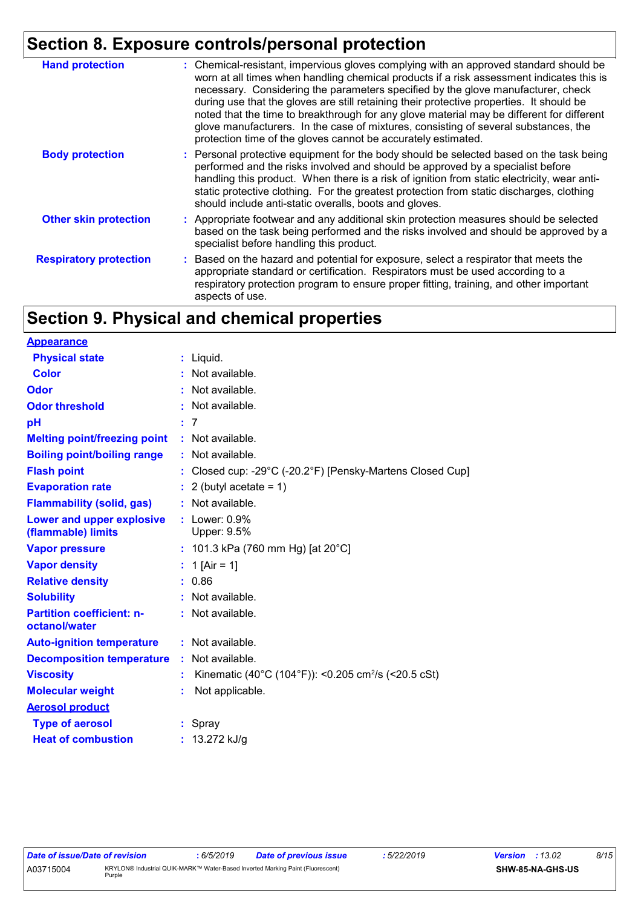## Section 8. Exposure controls/personal protection

| | |
|---|---|
| **Hand protection** | : Chemical-resistant, impervious gloves complying with an approved standard should be worn at all times when handling chemical products if a risk assessment indicates this is necessary. Considering the parameters specified by the glove manufacturer, check during use that the gloves are still retaining their protective properties. It should be noted that the time to breakthrough for any glove material may be different for different glove manufacturers. In the case of mixtures, consisting of several substances, the protection time of the gloves cannot be accurately estimated. |
| **Body protection** | : Personal protective equipment for the body should be selected based on the task being performed and the risks involved and should be approved by a specialist before handling this product. When there is a risk of ignition from static electricity, wear anti-static protective clothing. For the greatest protection from static discharges, clothing should include anti-static overalls, boots and gloves. |
| **Other skin protection** | : Appropriate footwear and any additional skin protection measures should be selected based on the task being performed and the risks involved and should be approved by a specialist before handling this product. |
| **Respiratory protection** | : Based on the hazard and potential for exposure, select a respirator that meets the appropriate standard or certification. Respirators must be used according to a respiratory protection program to ensure proper fitting, training, and other important aspects of use. |

## Section 9. Physical and chemical properties

**Appearance**

| | |
|---|---|
| **Physical state** | : Liquid. |
| **Color** | : Not available. |
| **Odor** | : Not available. |
| **Odor threshold** | : Not available. |
| **pH** | : 7 |
| **Melting point/freezing point** | : Not available. |
| **Boiling point/boiling range** | : Not available. |
| **Flash point** | : Closed cup: -29°C (-20.2°F) [Pensky-Martens Closed Cup] |
| **Evaporation rate** | : 2 (butyl acetate = 1) |
| **Flammability (solid, gas)** | : Not available. |
| **Lower and upper explosive (flammable) limits** | : Lower: 0.9%<br>Upper: 9.5% |
| **Vapor pressure** | : 101.3 kPa (760 mm Hg) [at 20°C] |
| **Vapor density** | : 1 [Air = 1] |
| **Relative density** | : 0.86 |
| **Solubility** | : Not available. |
| **Partition coefficient: n-octanol/water** | : Not available. |
| **Auto-ignition temperature** | : Not available. |
| **Decomposition temperature** | : Not available. |
| **Viscosity** | : Kinematic (40°C (104°F)): <0.205 $cm^2/s$ (<20.5 cSt) |
| **Molecular weight** | : Not applicable. |

**Aerosol product**

| | |
|---|---|
| **Type of aerosol** | : Spray |
| **Heat of combustion** | : 13.272 kJ/g |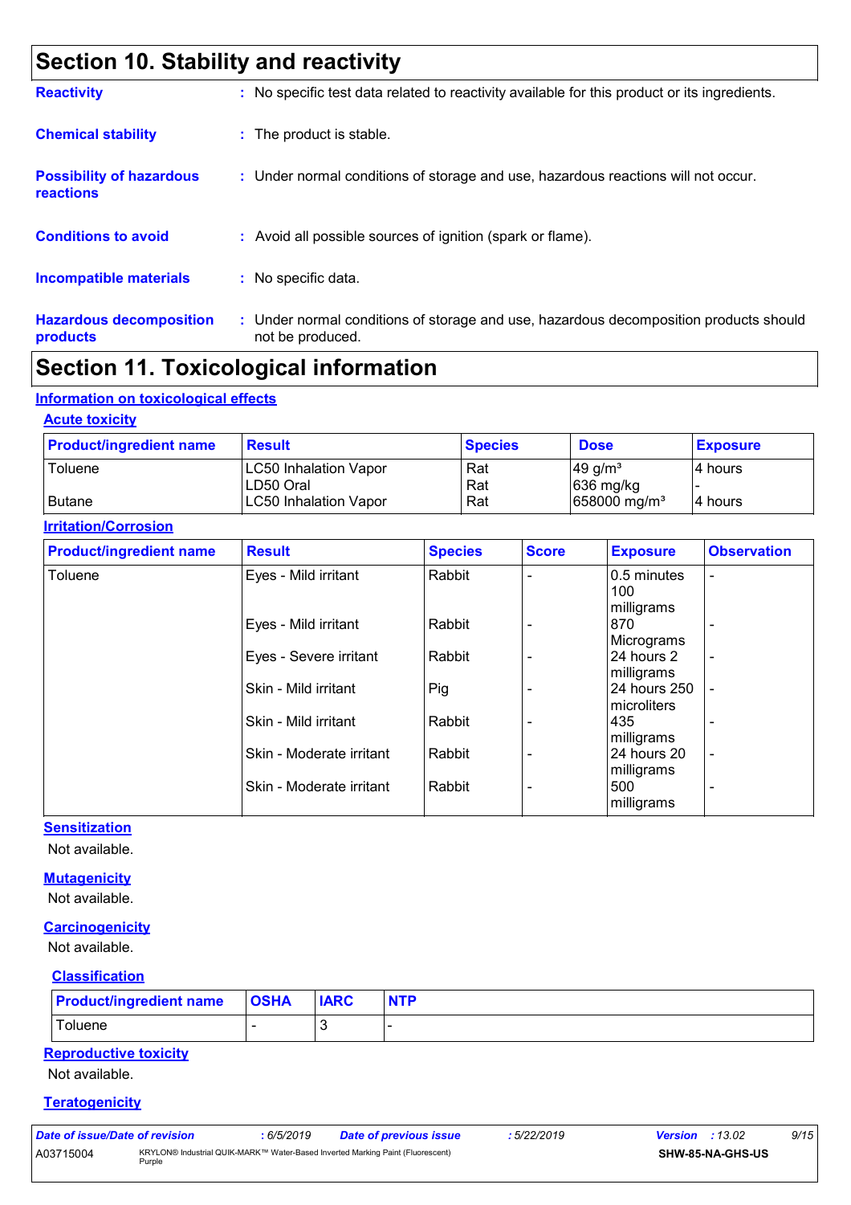# Section 10. Stability and reactivity

**Reactivity** : No specific test data related to reactivity available for this product or its ingredients.

**Chemical stability** : The product is stable.

**Possibility of hazardous reactions** : Under normal conditions of storage and use, hazardous reactions will not occur.

**Conditions to avoid** : Avoid all possible sources of ignition (spark or flame).

**Incompatible materials** : No specific data.

**Hazardous decomposition products** : Under normal conditions of storage and use, hazardous decomposition products should not be produced.

# Section 11. Toxicological information

## Information on toxicological effects

### Acute toxicity

| Product/ingredient name | Result | Species | Dose | Exposure |
|---|---|---|---|---|
| Toluene | LC50 Inhalation Vapor | Rat | 49 g/m³ | 4 hours |
| | LD50 Oral | Rat | 636 mg/kg | - |
| Butane | LC50 Inhalation Vapor | Rat | 658000 mg/m³ | 4 hours |

### Irritation/Corrosion

| Product/ingredient name | Result | Species | Score | Exposure | Observation |
|---|---|---|---|---|---|
| Toluene | Eyes - Mild irritant | Rabbit | - | 0.5 minutes 100 milligrams | - |
| | Eyes - Mild irritant | Rabbit | - | 870 Micrograms | - |
| | Eyes - Severe irritant | Rabbit | - | 24 hours 2 milligrams | - |
| | Skin - Mild irritant | Pig | - | 24 hours 250 microliters | - |
| | Skin - Mild irritant | Rabbit | - | 435 milligrams | - |
| | Skin - Moderate irritant | Rabbit | - | 24 hours 20 milligrams | - |
| | Skin - Moderate irritant | Rabbit | - | 500 milligrams | - |

### Sensitization

Not available.

### Mutagenicity

Not available.

### Carcinogenicity

Not available.

### Classification

| Product/ingredient name | OSHA | IARC | NTP |
|---|---|---|---|
| Toluene | - | 3 | - |

### Reproductive toxicity

Not available.

### Teratogenicity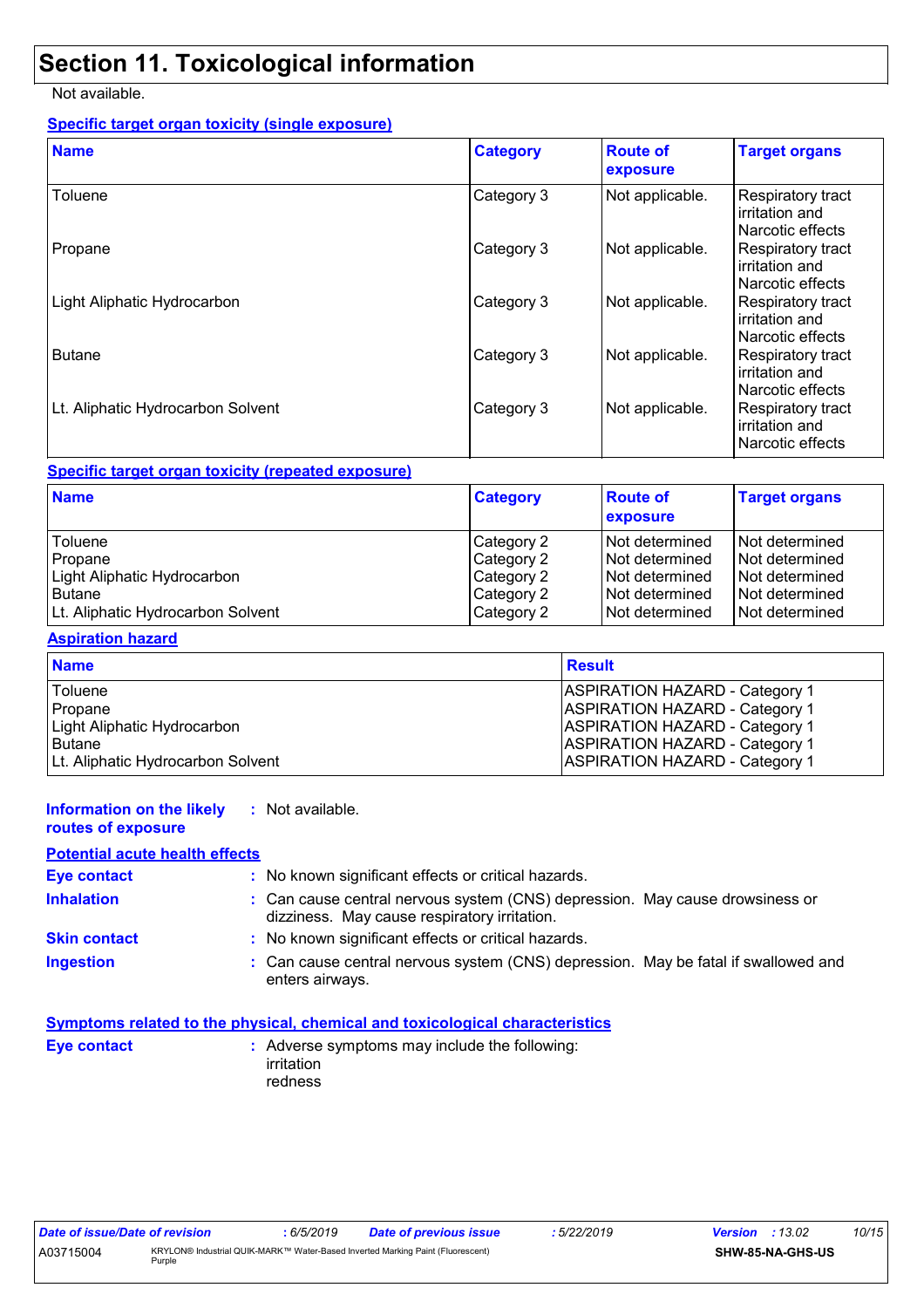# Section 11. Toxicological information

Not available.

### Specific target organ toxicity (single exposure)

| Name | Category | Route of exposure | Target organs |
|---|---|---|---|
| Toluene | Category 3 | Not applicable. | Respiratory tract irritation and Narcotic effects |
| Propane | Category 3 | Not applicable. | Respiratory tract irritation and Narcotic effects |
| Light Aliphatic Hydrocarbon | Category 3 | Not applicable. | Respiratory tract irritation and Narcotic effects |
| Butane | Category 3 | Not applicable. | Respiratory tract irritation and Narcotic effects |
| Lt. Aliphatic Hydrocarbon Solvent | Category 3 | Not applicable. | Respiratory tract irritation and Narcotic effects |

### Specific target organ toxicity (repeated exposure)

| Name | Category | Route of exposure | Target organs |
|---|---|---|---|
| Toluene | Category 2 | Not determined | Not determined |
| Propane | Category 2 | Not determined | Not determined |
| Light Aliphatic Hydrocarbon | Category 2 | Not determined | Not determined |
| Butane | Category 2 | Not determined | Not determined |
| Lt. Aliphatic Hydrocarbon Solvent | Category 2 | Not determined | Not determined |

### Aspiration hazard

| Name | Result |
|---|---|
| Toluene | ASPIRATION HAZARD - Category 1 |
| Propane | ASPIRATION HAZARD - Category 1 |
| Light Aliphatic Hydrocarbon | ASPIRATION HAZARD - Category 1 |
| Butane | ASPIRATION HAZARD - Category 1 |
| Lt. Aliphatic Hydrocarbon Solvent | ASPIRATION HAZARD - Category 1 |

**Information on the likely routes of exposure** : Not available.

### Potential acute health effects

**Eye contact** : No known significant effects or critical hazards.

**Inhalation** : Can cause central nervous system (CNS) depression. May cause drowsiness or dizziness. May cause respiratory irritation.

**Skin contact** : No known significant effects or critical hazards.

**Ingestion** : Can cause central nervous system (CNS) depression. May be fatal if swallowed and enters airways.

### Symptoms related to the physical, chemical and toxicological characteristics

**Eye contact** : Adverse symptoms may include the following:
irritation
redness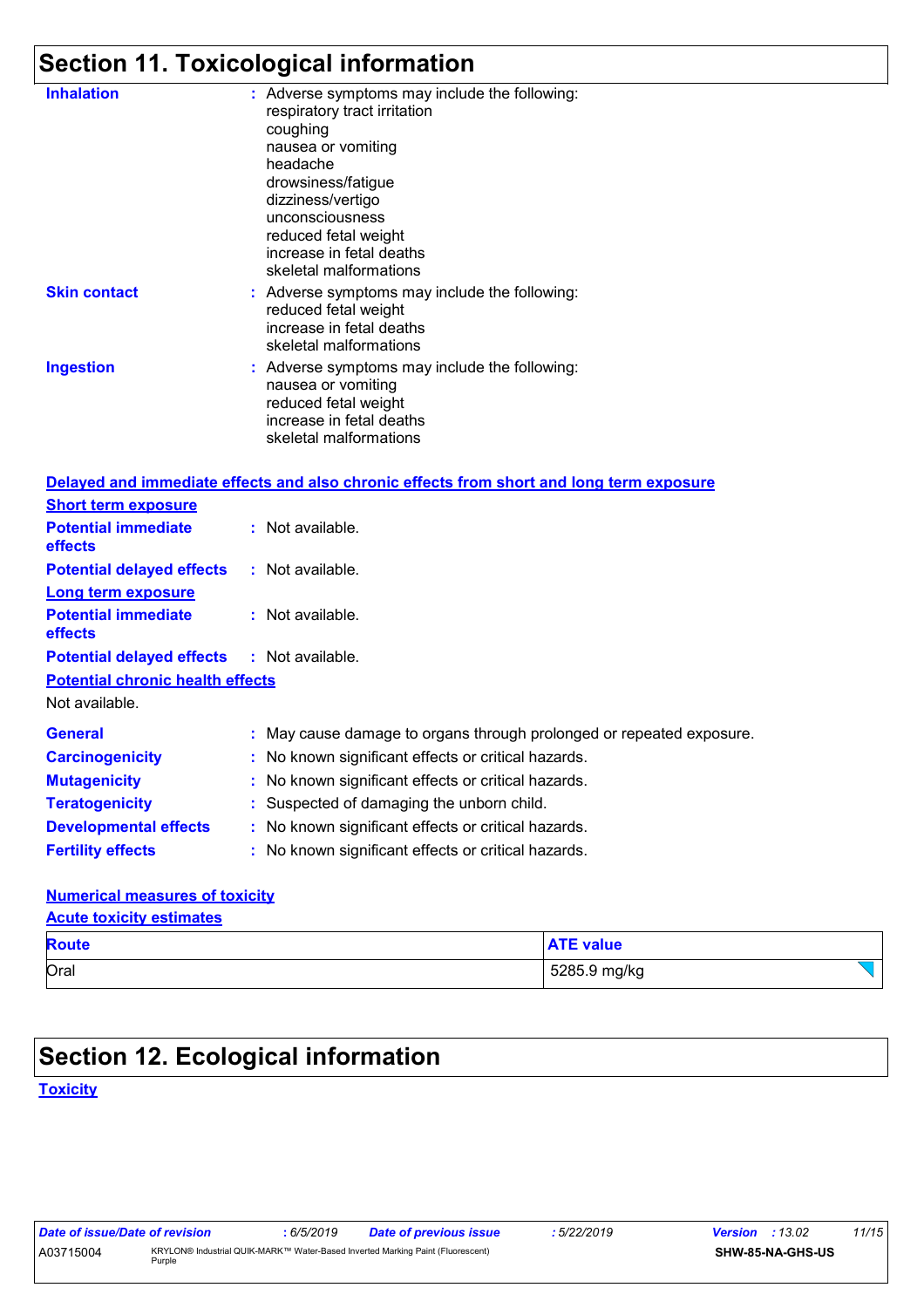# Section 11. Toxicological information

**Inhalation** : Adverse symptoms may include the following:
respiratory tract irritation
coughing
nausea or vomiting
headache
drowsiness/fatigue
dizziness/vertigo
unconsciousness
reduced fetal weight
increase in fetal deaths
skeletal malformations

**Skin contact** : Adverse symptoms may include the following:
reduced fetal weight
increase in fetal deaths
skeletal malformations

**Ingestion** : Adverse symptoms may include the following:
nausea or vomiting
reduced fetal weight
increase in fetal deaths
skeletal malformations

**Delayed and immediate effects and also chronic effects from short and long term exposure**

**Short term exposure**

**Potential immediate effects** : Not available.

**Potential delayed effects** : Not available.

**Long term exposure**

**Potential immediate effects** : Not available.

**Potential delayed effects** : Not available.

**Potential chronic health effects**

Not available.

**General** : May cause damage to organs through prolonged or repeated exposure.

**Carcinogenicity** : No known significant effects or critical hazards.

**Mutagenicity** : No known significant effects or critical hazards.

**Teratogenicity** : Suspected of damaging the unborn child.

**Developmental effects** : No known significant effects or critical hazards.

**Fertility effects** : No known significant effects or critical hazards.

**Numerical measures of toxicity**

**Acute toxicity estimates**

| Route | ATE value |
|---|---|
| Oral | 5285.9 mg/kg |

# Section 12. Ecological information

**Toxicity**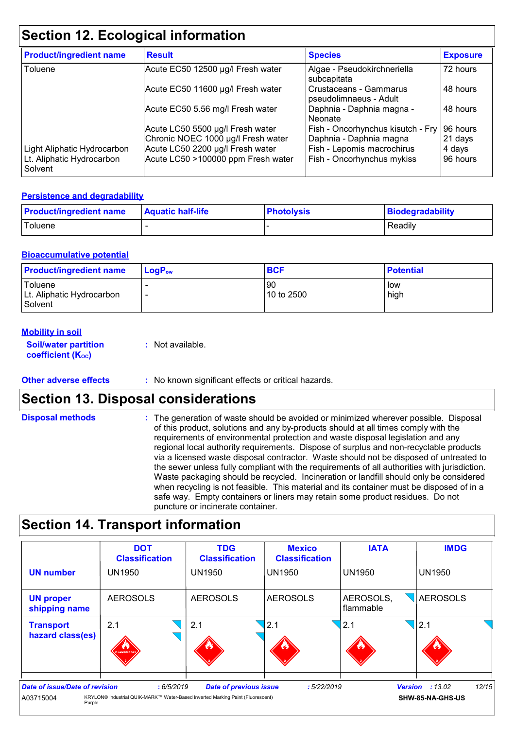## Section 12. Ecological information

| Product/ingredient name | Result | Species | Exposure |
|---|---|---|---|
| Toluene | Acute EC50 12500 µg/l Fresh water | Algae - Pseudokirchneriella subcapitata | 72 hours |
| | Acute EC50 11600 µg/l Fresh water | Crustaceans - Gammarus pseudolimnaeus - Adult | 48 hours |
| | Acute EC50 5.56 mg/l Fresh water | Daphnia - Daphnia magna - Neonate | 48 hours |
| | Acute LC50 5500 µg/l Fresh water | Fish - Oncorhynchus kisutch - Fry | 96 hours |
| | Chronic NOEC 1000 µg/l Fresh water | Daphnia - Daphnia magna | 21 days |
| Light Aliphatic Hydrocarbon | Acute LC50 2200 µg/l Fresh water | Fish - Lepomis macrochirus | 4 days |
| Lt. Aliphatic Hydrocarbon Solvent | Acute LC50 >100000 ppm Fresh water | Fish - Oncorhynchus mykiss | 96 hours |

### Persistence and degradability

| Product/ingredient name | Aquatic half-life | Photolysis | Biodegradability |
|---|---|---|---|
| Toluene | - | - | Readily |

### Bioaccumulative potential

| Product/ingredient name | $LogP_{ow}$ | BCF | Potential |
|---|---|---|---|
| Toluene | - | 90 | low |
| Lt. Aliphatic Hydrocarbon Solvent | - | 10 to 2500 | high |

### Mobility in soil

**Soil/water partition coefficient ($K_{OC}$)** : Not available.

**Other adverse effects** : No known significant effects or critical hazards.

## Section 13. Disposal considerations

**Disposal methods** : The generation of waste should be avoided or minimized wherever possible. Disposal of this product, solutions and any by-products should at all times comply with the requirements of environmental protection and waste disposal legislation and any regional local authority requirements. Dispose of surplus and non-recyclable products via a licensed waste disposal contractor. Waste should not be disposed of untreated to the sewer unless fully compliant with the requirements of all authorities with jurisdiction. Waste packaging should be recycled. Incineration or landfill should only be considered when recycling is not feasible. This material and its container must be disposed of in a safe way. Empty containers or liners may retain some product residues. Do not puncture or incinerate container.

## Section 14. Transport information

| | DOT Classification | TDG Classification | Mexico Classification | IATA | IMDG |
|---|---|---|---|---|---|
| **UN number** | UN1950 | UN1950 | UN1950 | UN1950 | UN1950 |
| **UN proper shipping name** | AEROSOLS | AEROSOLS | AEROSOLS | AEROSOLS, flammable | AEROSOLS |
| **Transport hazard class(es)** | 2.1 | 2.1 | 2.1 | 2.1 | 2.1 |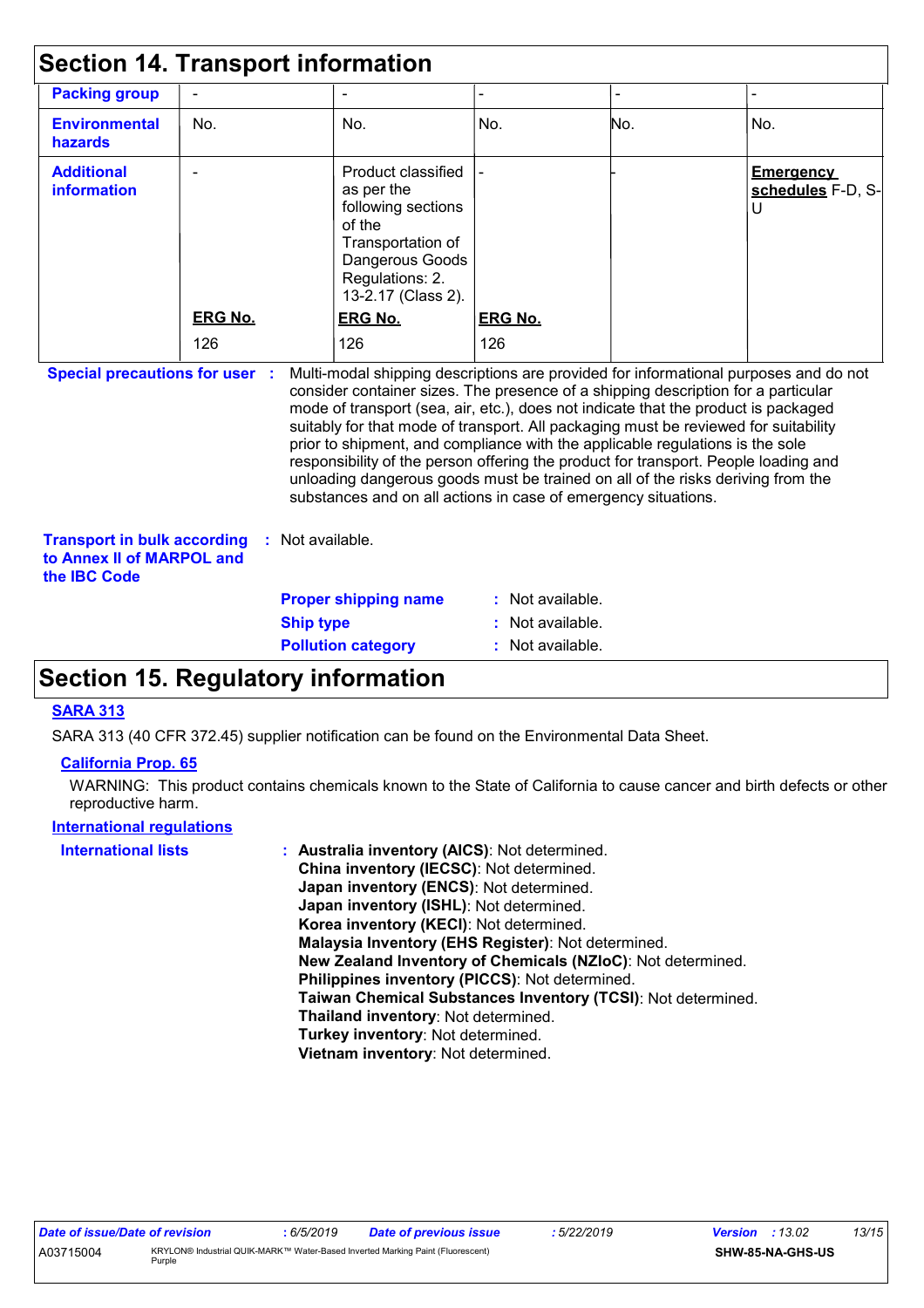## Section 14. Transport information

| | | | | | |
|---|---|---|---|---|---|
| **Packing group** | - | - | - | - | - |
| **Environmental hazards** | No. | No. | No. | No. | No. |
| **Additional information** | -<br><br>**ERG No.**<br>126 | Product classified as per the following sections of the Transportation of Dangerous Goods Regulations: 2. 13-2.17 (Class 2).<br>**ERG No.**<br>126 | -<br><br>**ERG No.**<br>126 | - | **Emergency schedules** F-D, S-U |

**Special precautions for user** : Multi-modal shipping descriptions are provided for informational purposes and do not consider container sizes. The presence of a shipping description for a particular mode of transport (sea, air, etc.), does not indicate that the product is packaged suitably for that mode of transport. All packaging must be reviewed for suitability prior to shipment, and compliance with the applicable regulations is the sole responsibility of the person offering the product for transport. People loading and unloading dangerous goods must be trained on all of the risks deriving from the substances and on all actions in case of emergency situations.

**Transport in bulk according to Annex II of MARPOL and the IBC Code** : Not available.

**Proper shipping name** : Not available.
**Ship type** : Not available.
**Pollution category** : Not available.

## Section 15. Regulatory information

**SARA 313**

SARA 313 (40 CFR 372.45) supplier notification can be found on the Environmental Data Sheet.

**California Prop. 65**

WARNING: This product contains chemicals known to the State of California to cause cancer and birth defects or other reproductive harm.

**International regulations**

**International lists** :
**Australia inventory (AICS)**: Not determined.
**China inventory (IECSC)**: Not determined.
**Japan inventory (ENCS)**: Not determined.
**Japan inventory (ISHL)**: Not determined.
**Korea inventory (KECI)**: Not determined.
**Malaysia Inventory (EHS Register)**: Not determined.
**New Zealand Inventory of Chemicals (NZIoC)**: Not determined.
**Philippines inventory (PICCS)**: Not determined.
**Taiwan Chemical Substances Inventory (TCSI)**: Not determined.
**Thailand inventory**: Not determined.
**Turkey inventory**: Not determined.
**Vietnam inventory**: Not determined.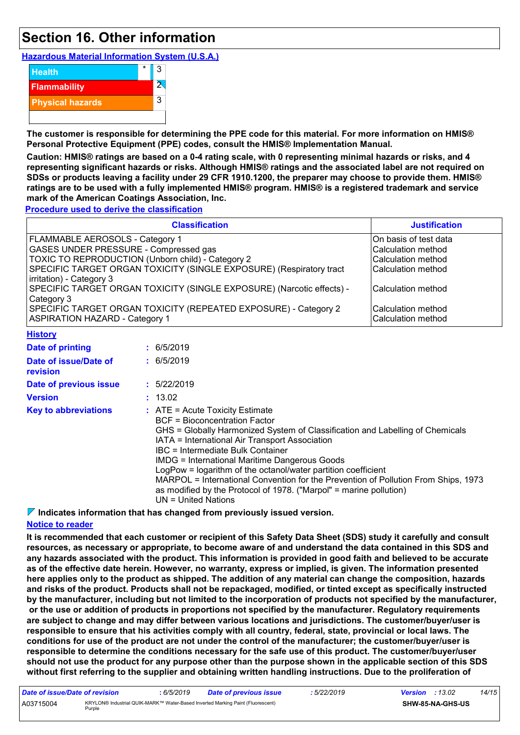# Section 16. Other information

## Hazardous Material Information System (U.S.A.)

| | | |
|---|---|---|
| Health | * | 3 |
| Flammability | | 2 |
| Physical hazards | | 3 |
| | | |

**The customer is responsible for determining the PPE code for this material. For more information on HMIS® Personal Protective Equipment (PPE) codes, consult the HMIS® Implementation Manual.**

**Caution: HMIS® ratings are based on a 0-4 rating scale, with 0 representing minimal hazards or risks, and 4 representing significant hazards or risks. Although HMIS® ratings and the associated label are not required on SDSs or products leaving a facility under 29 CFR 1910.1200, the preparer may choose to provide them. HMIS® ratings are to be used with a fully implemented HMIS® program. HMIS® is a registered trademark and service mark of the American Coatings Association, Inc.**

## Procedure used to derive the classification

| Classification | Justification |
|---|---|
| FLAMMABLE AEROSOLS - Category 1 | On basis of test data |
| GASES UNDER PRESSURE - Compressed gas | Calculation method |
| TOXIC TO REPRODUCTION (Unborn child) - Category 2 | Calculation method |
| SPECIFIC TARGET ORGAN TOXICITY (SINGLE EXPOSURE) (Respiratory tract irritation) - Category 3 | Calculation method |
| SPECIFIC TARGET ORGAN TOXICITY (SINGLE EXPOSURE) (Narcotic effects) - Category 3 | Calculation method |
| SPECIFIC TARGET ORGAN TOXICITY (REPEATED EXPOSURE) - Category 2 | Calculation method |
| ASPIRATION HAZARD - Category 1 | Calculation method |

## History

**Date of printing** : 6/5/2019

**Date of issue/Date of revision** : 6/5/2019

**Date of previous issue** : 5/22/2019

**Version** : 13.02

**Key to abbreviations** : ATE = Acute Toxicity Estimate
BCF = Bioconcentration Factor
GHS = Globally Harmonized System of Classification and Labelling of Chemicals
IATA = International Air Transport Association
IBC = Intermediate Bulk Container
IMDG = International Maritime Dangerous Goods
LogPow = logarithm of the octanol/water partition coefficient
MARPOL = International Convention for the Prevention of Pollution From Ships, 1973 as modified by the Protocol of 1978. ("Marpol" = marine pollution)
UN = United Nations

**Indicates information that has changed from previously issued version.**

## Notice to reader

**It is recommended that each customer or recipient of this Safety Data Sheet (SDS) study it carefully and consult resources, as necessary or appropriate, to become aware of and understand the data contained in this SDS and any hazards associated with the product. This information is provided in good faith and believed to be accurate as of the effective date herein. However, no warranty, express or implied, is given. The information presented here applies only to the product as shipped. The addition of any material can change the composition, hazards and risks of the product. Products shall not be repackaged, modified, or tinted except as specifically instructed by the manufacturer, including but not limited to the incorporation of products not specified by the manufacturer, or the use or addition of products in proportions not specified by the manufacturer. Regulatory requirements are subject to change and may differ between various locations and jurisdictions. The customer/buyer/user is responsible to ensure that his activities comply with all country, federal, state, provincial or local laws. The conditions for use of the product are not under the control of the manufacturer; the customer/buyer/user is responsible to determine the conditions necessary for the safe use of this product. The customer/buyer/user should not use the product for any purpose other than the purpose shown in the applicable section of this SDS without first referring to the supplier and obtaining written handling instructions. Due to the proliferation of**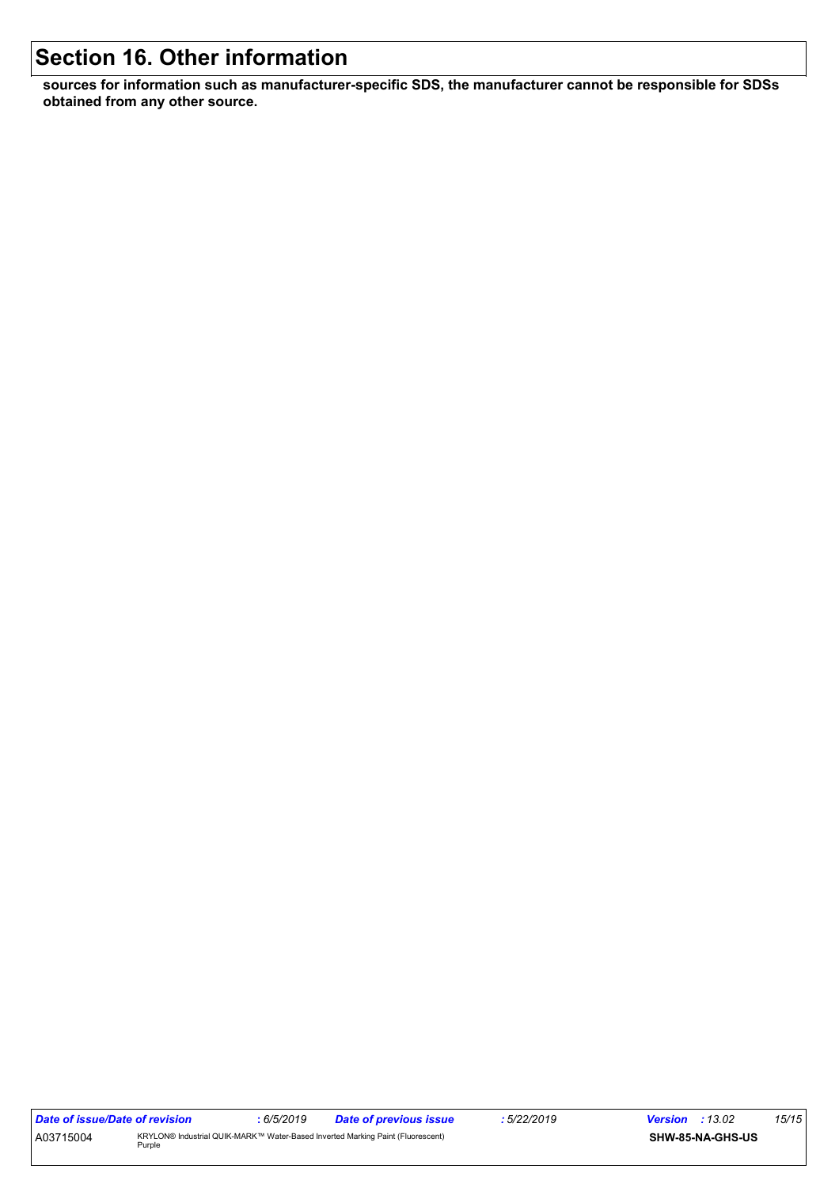# Section 16. Other information

**sources for information such as manufacturer-specific SDS, the manufacturer cannot be responsible for SDSs obtained from any other source.**